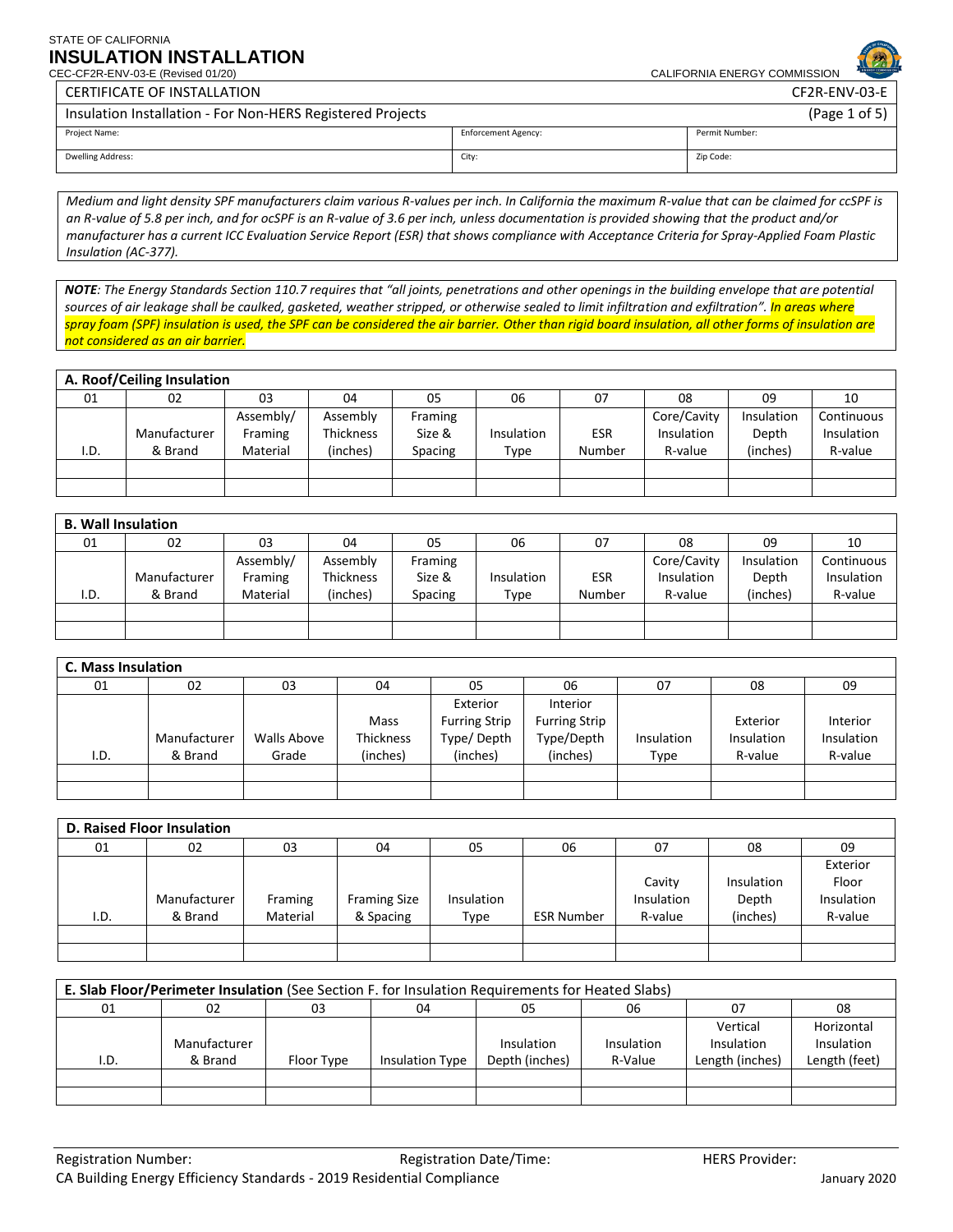STATE OF CALIFORNIA

# INSULATION INSTALLATION

CEC-CF2R-ENV-03-E (Revised 01/20)

CALIFORNIA ENERGY COMMISSION

| CERTIFICATE OF INSTALLATION | | CF2R-ENV-03-E |
|---|---|---|
| Insulation Installation - For Non-HERS Registered Projects | | (Page 1 of 5) |
| Project Name: | Enforcement Agency: | Permit Number: |
| Dwelling Address: | City: | Zip Code: |

*Medium and light density SPF manufacturers claim various R-values per inch. In California the maximum R-value that can be claimed for ccSPF is an R-value of 5.8 per inch, and for ocSPF is an R-value of 3.6 per inch, unless documentation is provided showing that the product and/or manufacturer has a current ICC Evaluation Service Report (ESR) that shows compliance with Acceptance Criteria for Spray-Applied Foam Plastic Insulation (AC-377).*

***NOTE****: The Energy Standards Section 110.7 requires that "all joints, penetrations and other openings in the building envelope that are potential sources of air leakage shall be caulked, gasketed, weather stripped, or otherwise sealed to limit infiltration and exfiltration". In areas where spray foam (SPF) insulation is used, the SPF can be considered the air barrier. Other than rigid board insulation, all other forms of insulation are not considered as an air barrier.*

## A. Roof/Ceiling Insulation

| 01 | 02 | 03 | 04 | 05 | 06 | 07 | 08 | 09 | 10 |
|---|---|---|---|---|---|---|---|---|---|
| I.D. | Manufacturer & Brand | Assembly/ Framing Material | Assembly Thickness (inches) | Framing Size & Spacing | Insulation Type | ESR Number | Core/Cavity Insulation R-value | Insulation Depth (inches) | Continuous Insulation R-value |
| | | | | | | | | | |
| | | | | | | | | | |

## B. Wall Insulation

| 01 | 02 | 03 | 04 | 05 | 06 | 07 | 08 | 09 | 10 |
|---|---|---|---|---|---|---|---|---|---|
| I.D. | Manufacturer & Brand | Assembly/ Framing Material | Assembly Thickness (inches) | Framing Size & Spacing | Insulation Type | ESR Number | Core/Cavity Insulation R-value | Insulation Depth (inches) | Continuous Insulation R-value |
| | | | | | | | | | |
| | | | | | | | | | |

## C. Mass Insulation

| 01 | 02 | 03 | 04 | 05 | 06 | 07 | 08 | 09 |
|---|---|---|---|---|---|---|---|---|
| I.D. | Manufacturer & Brand | Walls Above Grade | Mass Thickness (inches) | Exterior Furring Strip Type/ Depth (inches) | Interior Furring Strip Type/Depth (inches) | Insulation Type | Exterior Insulation R-value | Interior Insulation R-value |
| | | | | | | | | |
| | | | | | | | | |

## D. Raised Floor Insulation

| 01 | 02 | 03 | 04 | 05 | 06 | 07 | 08 | 09 |
|---|---|---|---|---|---|---|---|---|
| I.D. | Manufacturer & Brand | Framing Material | Framing Size & Spacing | Insulation Type | ESR Number | Cavity Insulation R-value | Insulation Depth (inches) | Exterior Floor Insulation R-value |
| | | | | | | | | |
| | | | | | | | | |

## E. Slab Floor/Perimeter Insulation (See Section F. for Insulation Requirements for Heated Slabs)

| 01 | 02 | 03 | 04 | 05 | 06 | 07 | 08 |
|---|---|---|---|---|---|---|---|
| I.D. | Manufacturer & Brand | Floor Type | Insulation Type | Insulation Depth (inches) | Insulation R-Value | Vertical Insulation Length (inches) | Horizontal Insulation Length (feet) |
| | | | | | | | |
| | | | | | | | |

Registration Number: Registration Date/Time: HERS Provider:

CA Building Energy Efficiency Standards - 2019 Residential Compliance January 2020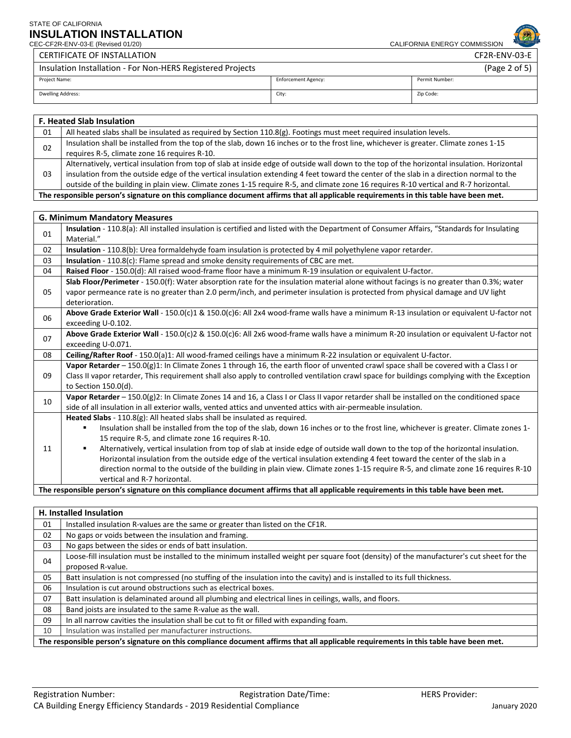STATE OF CALIFORNIA
# INSULATION INSTALLATION
CEC-CF2R-ENV-03-E (Revised 01/20) CALIFORNIA ENERGY COMMISSION

| CERTIFICATE OF INSTALLATION | | CF2R-ENV-03-E |
|---|---|---|
| Insulation Installation - For Non-HERS Registered Projects | | (Page 2 of 5) |
| Project Name: | Enforcement Agency: | Permit Number: |
| Dwelling Address: | City: | Zip Code: |

| F. Heated Slab Insulation | |
|---|---|
| 01 | All heated slabs shall be insulated as required by Section 110.8(g). Footings must meet required insulation levels. |
| 02 | Insulation shall be installed from the top of the slab, down 16 inches or to the frost line, whichever is greater. Climate zones 1-15 requires R-5, climate zone 16 requires R-10. |
| 03 | Alternatively, vertical insulation from top of slab at inside edge of outside wall down to the top of the horizontal insulation. Horizontal insulation from the outside edge of the vertical insulation extending 4 feet toward the center of the slab in a direction normal to the outside of the building in plain view. Climate zones 1-15 require R-5, and climate zone 16 requires R-10 vertical and R-7 horizontal. |
| **The responsible person's signature on this compliance document affirms that all applicable requirements in this table have been met.** | |

| G. Minimum Mandatory Measures | |
|---|---|
| 01 | **Insulation** - 110.8(a): All installed insulation is certified and listed with the Department of Consumer Affairs, "Standards for Insulating Material." |
| 02 | **Insulation** - 110.8(b): Urea formaldehyde foam insulation is protected by 4 mil polyethylene vapor retarder. |
| 03 | **Insulation** - 110.8(c): Flame spread and smoke density requirements of CBC are met. |
| 04 | **Raised Floor** - 150.0(d): All raised wood-frame floor have a minimum R-19 insulation or equivalent U-factor. |
| 05 | **Slab Floor/Perimeter** - 150.0(f): Water absorption rate for the insulation material alone without facings is no greater than 0.3%; water vapor permeance rate is no greater than 2.0 perm/inch, and perimeter insulation is protected from physical damage and UV light deterioration. |
| 06 | **Above Grade Exterior Wall** - 150.0(c)1 & 150.0(c)6: All 2x4 wood-frame walls have a minimum R-13 insulation or equivalent U-factor not exceeding U-0.102. |
| 07 | **Above Grade Exterior Wall** - 150.0(c)2 & 150.0(c)6: All 2x6 wood-frame walls have a minimum R-20 insulation or equivalent U-factor not exceeding U-0.071. |
| 08 | **Ceiling/Rafter Roof** - 150.0(a)1: All wood-framed ceilings have a minimum R-22 insulation or equivalent U-factor. |
| 09 | **Vapor Retarder** – 150.0(g)1: In Climate Zones 1 through 16, the earth floor of unvented crawl space shall be covered with a Class I or Class II vapor retarder, This requirement shall also apply to controlled ventilation crawl space for buildings complying with the Exception to Section 150.0(d). |
| 10 | **Vapor Retarder** – 150.0(g)2: In Climate Zones 14 and 16, a Class I or Class II vapor retarder shall be installed on the conditioned space side of all insulation in all exterior walls, vented attics and unvented attics with air-permeable insulation. |
| 11 | **Heated Slabs** - 110.8(g): All heated slabs shall be insulated as required.<br>▪ Insulation shall be installed from the top of the slab, down 16 inches or to the frost line, whichever is greater. Climate zones 1-15 require R-5, and climate zone 16 requires R-10.<br>▪ Alternatively, vertical insulation from top of slab at inside edge of outside wall down to the top of the horizontal insulation. Horizontal insulation from the outside edge of the vertical insulation extending 4 feet toward the center of the slab in a direction normal to the outside of the building in plain view. Climate zones 1-15 require R-5, and climate zone 16 requires R-10 vertical and R-7 horizontal. |
| **The responsible person's signature on this compliance document affirms that all applicable requirements in this table have been met.** | |

| H. Installed Insulation | |
|---|---|
| 01 | Installed insulation R-values are the same or greater than listed on the CF1R. |
| 02 | No gaps or voids between the insulation and framing. |
| 03 | No gaps between the sides or ends of batt insulation. |
| 04 | Loose-fill insulation must be installed to the minimum installed weight per square foot (density) of the manufacturer's cut sheet for the proposed R-value. |
| 05 | Batt insulation is not compressed (no stuffing of the insulation into the cavity) and is installed to its full thickness. |
| 06 | Insulation is cut around obstructions such as electrical boxes. |
| 07 | Batt insulation is delaminated around all plumbing and electrical lines in ceilings, walls, and floors. |
| 08 | Band joists are insulated to the same R-value as the wall. |
| 09 | In all narrow cavities the insulation shall be cut to fit or filled with expanding foam. |
| 10 | Insulation was installed per manufacturer instructions. |
| **The responsible person's signature on this compliance document affirms that all applicable requirements in this table have been met.** | |

Registration Number: Registration Date/Time: HERS Provider:
CA Building Energy Efficiency Standards - 2019 Residential Compliance January 2020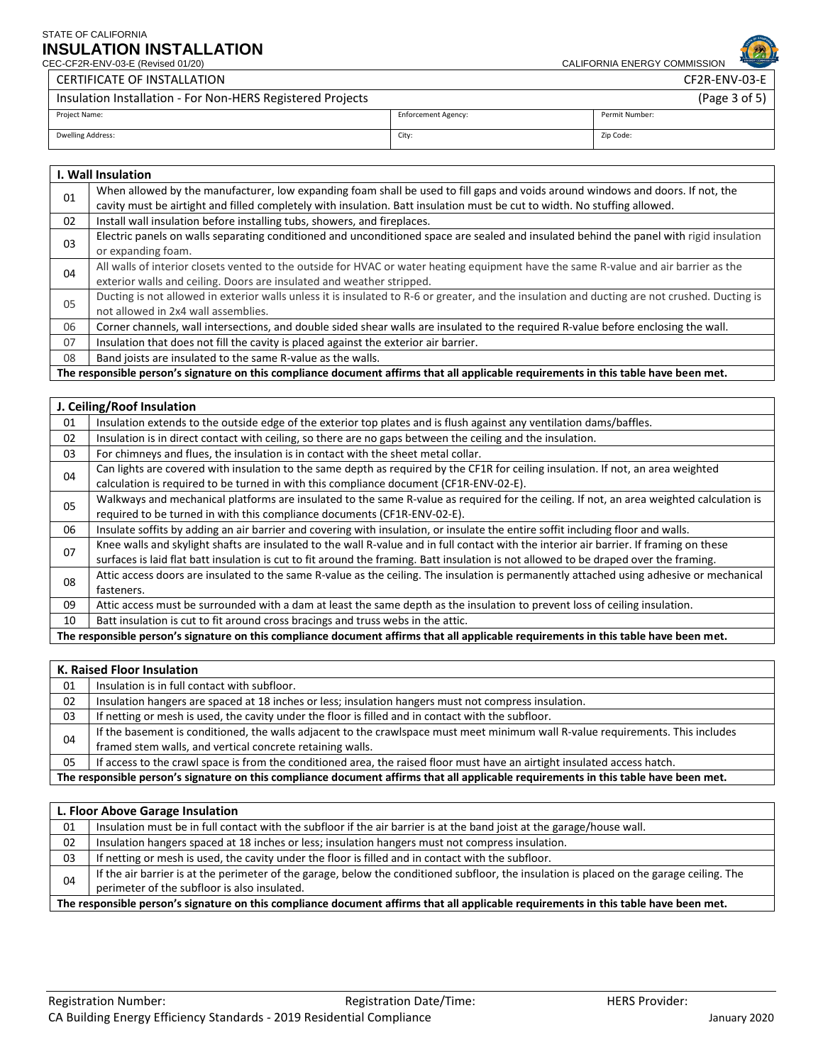STATE OF CALIFORNIA

# INSULATION INSTALLATION

CEC-CF2R-ENV-03-E (Revised 01/20) CALIFORNIA ENERGY COMMISSION

| CERTIFICATE OF INSTALLATION | | CF2R-ENV-03-E |
|---|---|---|
| Insulation Installation - For Non-HERS Registered Projects | | (Page 3 of 5) |
| Project Name: | Enforcement Agency: | Permit Number: |
| Dwelling Address: | City: | Zip Code: |

| I. Wall Insulation | |
|---|---|
| 01 | When allowed by the manufacturer, low expanding foam shall be used to fill gaps and voids around windows and doors. If not, the cavity must be airtight and filled completely with insulation. Batt insulation must be cut to width. No stuffing allowed. |
| 02 | Install wall insulation before installing tubs, showers, and fireplaces. |
| 03 | Electric panels on walls separating conditioned and unconditioned space are sealed and insulated behind the panel with rigid insulation or expanding foam. |
| 04 | All walls of interior closets vented to the outside for HVAC or water heating equipment have the same R-value and air barrier as the exterior walls and ceiling. Doors are insulated and weather stripped. |
| 05 | Ducting is not allowed in exterior walls unless it is insulated to R-6 or greater, and the insulation and ducting are not crushed. Ducting is not allowed in 2x4 wall assemblies. |
| 06 | Corner channels, wall intersections, and double sided shear walls are insulated to the required R-value before enclosing the wall. |
| 07 | Insulation that does not fill the cavity is placed against the exterior air barrier. |
| 08 | Band joists are insulated to the same R-value as the walls. |
| **The responsible person's signature on this compliance document affirms that all applicable requirements in this table have been met.** | |

| J. Ceiling/Roof Insulation | |
|---|---|
| 01 | Insulation extends to the outside edge of the exterior top plates and is flush against any ventilation dams/baffles. |
| 02 | Insulation is in direct contact with ceiling, so there are no gaps between the ceiling and the insulation. |
| 03 | For chimneys and flues, the insulation is in contact with the sheet metal collar. |
| 04 | Can lights are covered with insulation to the same depth as required by the CF1R for ceiling insulation. If not, an area weighted calculation is required to be turned in with this compliance document (CF1R-ENV-02-E). |
| 05 | Walkways and mechanical platforms are insulated to the same R-value as required for the ceiling. If not, an area weighted calculation is required to be turned in with this compliance documents (CF1R-ENV-02-E). |
| 06 | Insulate soffits by adding an air barrier and covering with insulation, or insulate the entire soffit including floor and walls. |
| 07 | Knee walls and skylight shafts are insulated to the wall R-value and in full contact with the interior air barrier. If framing on these surfaces is laid flat batt insulation is cut to fit around the framing. Batt insulation is not allowed to be draped over the framing. |
| 08 | Attic access doors are insulated to the same R-value as the ceiling. The insulation is permanently attached using adhesive or mechanical fasteners. |
| 09 | Attic access must be surrounded with a dam at least the same depth as the insulation to prevent loss of ceiling insulation. |
| 10 | Batt insulation is cut to fit around cross bracings and truss webs in the attic. |
| **The responsible person's signature on this compliance document affirms that all applicable requirements in this table have been met.** | |

| K. Raised Floor Insulation | |
|---|---|
| 01 | Insulation is in full contact with subfloor. |
| 02 | Insulation hangers are spaced at 18 inches or less; insulation hangers must not compress insulation. |
| 03 | If netting or mesh is used, the cavity under the floor is filled and in contact with the subfloor. |
| 04 | If the basement is conditioned, the walls adjacent to the crawlspace must meet minimum wall R-value requirements. This includes framed stem walls, and vertical concrete retaining walls. |
| 05 | If access to the crawl space is from the conditioned area, the raised floor must have an airtight insulated access hatch. |
| **The responsible person's signature on this compliance document affirms that all applicable requirements in this table have been met.** | |

| L. Floor Above Garage Insulation | |
|---|---|
| 01 | Insulation must be in full contact with the subfloor if the air barrier is at the band joist at the garage/house wall. |
| 02 | Insulation hangers spaced at 18 inches or less; insulation hangers must not compress insulation. |
| 03 | If netting or mesh is used, the cavity under the floor is filled and in contact with the subfloor. |
| 04 | If the air barrier is at the perimeter of the garage, below the conditioned subfloor, the insulation is placed on the garage ceiling. The perimeter of the subfloor is also insulated. |
| **The responsible person's signature on this compliance document affirms that all applicable requirements in this table have been met.** | |

Registration Number: Registration Date/Time: HERS Provider: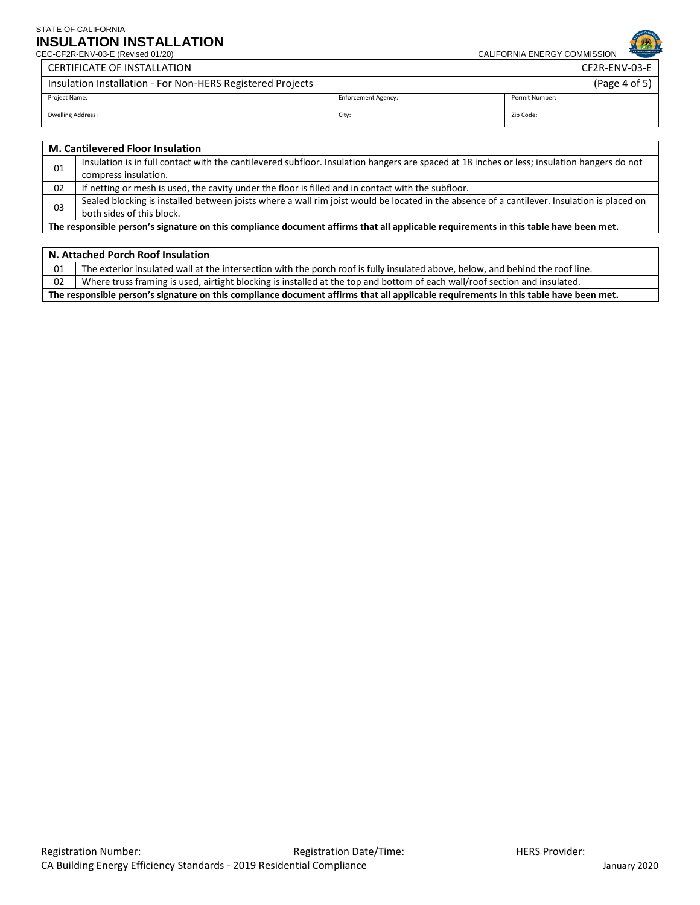## CERTIFICATE OF INSTALLATION — CF2R-ENV-03-E

### Insulation Installation - For Non-HERS Registered Projects

| Project Name: | Enforcement Agency: | Permit Number: |
| --- | --- | --- |
| **Dwelling Address:** | **City:** | **Zip Code:** |

| M. Cantilevered Floor Insulation | |
| --- | --- |
| 01 | Insulation is in full contact with the cantilevered subfloor. Insulation hangers are spaced at 18 inches or less; insulation hangers do not compress insulation. |
| 02 | If netting or mesh is used, the cavity under the floor is filled and in contact with the subfloor. |
| 03 | Sealed blocking is installed between joists where a wall rim joist would be located in the absence of a cantilever. Insulation is placed on both sides of this block. |
| **The responsible person's signature on this compliance document affirms that all applicable requirements in this table have been met.** | |

| N. Attached Porch Roof Insulation | |
| --- | --- |
| 01 | The exterior insulated wall at the intersection with the porch roof is fully insulated above, below, and behind the roof line. |
| 02 | Where truss framing is used, airtight blocking is installed at the top and bottom of each wall/roof section and insulated. |
| **The responsible person's signature on this compliance document affirms that all applicable requirements in this table have been met.** | |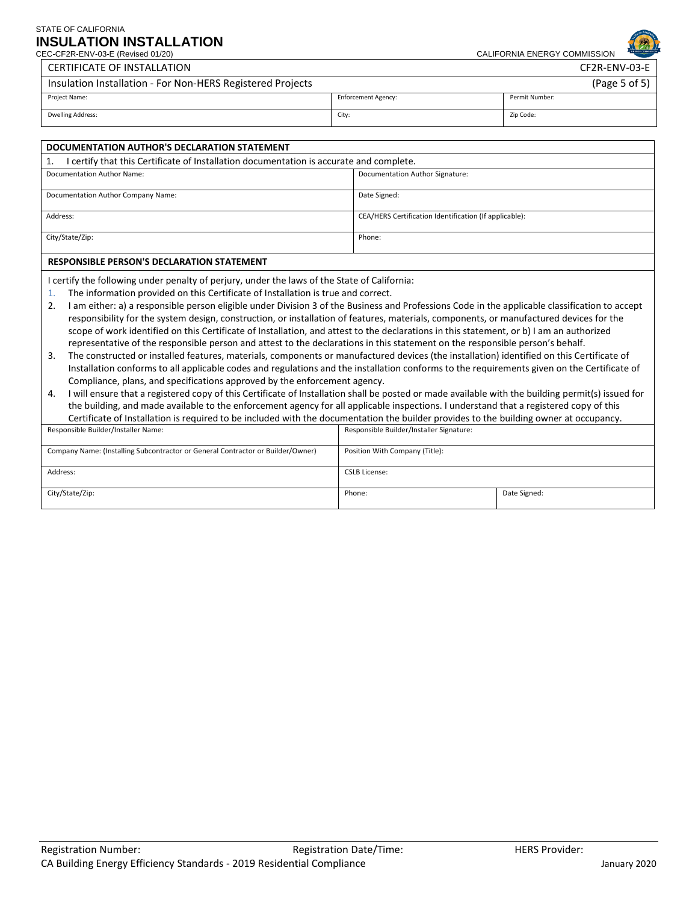STATE OF CALIFORNIA
# INSULATION INSTALLATION

CEC-CF2R-ENV-03-E (Revised 01/20) CALIFORNIA ENERGY COMMISSION

| CERTIFICATE OF INSTALLATION | | CF2R-ENV-03-E |
|---|---|---|
| Insulation Installation - For Non-HERS Registered Projects | | (Page 5 of 5) |
| Project Name: | Enforcement Agency: | Permit Number: |
| Dwelling Address: | City: | Zip Code: |

| DOCUMENTATION AUTHOR'S DECLARATION STATEMENT | |
|---|---|
| 1. I certify that this Certificate of Installation documentation is accurate and complete. | |
| Documentation Author Name: | Documentation Author Signature: |
| Documentation Author Company Name: | Date Signed: |
| Address: | CEA/HERS Certification Identification (If applicable): |
| City/State/Zip: | Phone: |

**RESPONSIBLE PERSON'S DECLARATION STATEMENT**

I certify the following under penalty of perjury, under the laws of the State of California:

1. The information provided on this Certificate of Installation is true and correct.
2. I am either: a) a responsible person eligible under Division 3 of the Business and Professions Code in the applicable classification to accept responsibility for the system design, construction, or installation of features, materials, components, or manufactured devices for the scope of work identified on this Certificate of Installation, and attest to the declarations in this statement, or b) I am an authorized representative of the responsible person and attest to the declarations in this statement on the responsible person's behalf.
3. The constructed or installed features, materials, components or manufactured devices (the installation) identified on this Certificate of Installation conforms to all applicable codes and regulations and the installation conforms to the requirements given on the Certificate of Compliance, plans, and specifications approved by the enforcement agency.
4. I will ensure that a registered copy of this Certificate of Installation shall be posted or made available with the building permit(s) issued for the building, and made available to the enforcement agency for all applicable inspections. I understand that a registered copy of this Certificate of Installation is required to be included with the documentation the builder provides to the building owner at occupancy.

| Responsible Builder/Installer Name: | Responsible Builder/Installer Signature: | |
|---|---|---|
| Company Name: (Installing Subcontractor or General Contractor or Builder/Owner) | Position With Company (Title): | |
| Address: | CSLB License: | |
| City/State/Zip: | Phone: | Date Signed: |

Registration Number: Registration Date/Time: HERS Provider:

CA Building Energy Efficiency Standards - 2019 Residential Compliance January 2020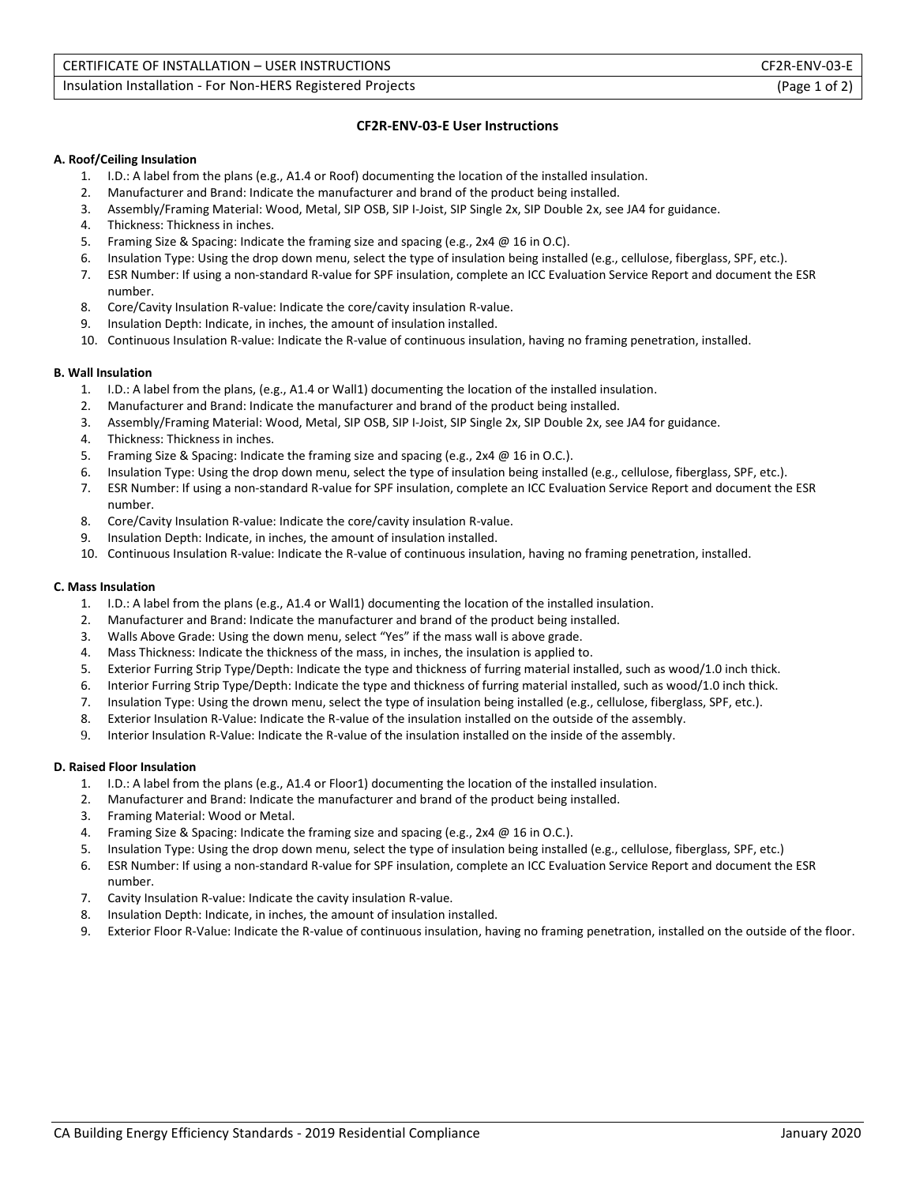## CF2R-ENV-03-E User Instructions

### A. Roof/Ceiling Insulation

1. I.D.: A label from the plans (e.g., A1.4 or Roof) documenting the location of the installed insulation.
2. Manufacturer and Brand: Indicate the manufacturer and brand of the product being installed.
3. Assembly/Framing Material: Wood, Metal, SIP OSB, SIP I-Joist, SIP Single 2x, SIP Double 2x, see JA4 for guidance.
4. Thickness: Thickness in inches.
5. Framing Size & Spacing: Indicate the framing size and spacing (e.g., 2x4 @ 16 in O.C).
6. Insulation Type: Using the drop down menu, select the type of insulation being installed (e.g., cellulose, fiberglass, SPF, etc.).
7. ESR Number: If using a non-standard R-value for SPF insulation, complete an ICC Evaluation Service Report and document the ESR number.
8. Core/Cavity Insulation R-value: Indicate the core/cavity insulation R-value.
9. Insulation Depth: Indicate, in inches, the amount of insulation installed.
10. Continuous Insulation R-value: Indicate the R-value of continuous insulation, having no framing penetration, installed.

### B. Wall Insulation

1. I.D.: A label from the plans, (e.g., A1.4 or Wall1) documenting the location of the installed insulation.
2. Manufacturer and Brand: Indicate the manufacturer and brand of the product being installed.
3. Assembly/Framing Material: Wood, Metal, SIP OSB, SIP I-Joist, SIP Single 2x, SIP Double 2x, see JA4 for guidance.
4. Thickness: Thickness in inches.
5. Framing Size & Spacing: Indicate the framing size and spacing (e.g., 2x4 @ 16 in O.C.).
6. Insulation Type: Using the drop down menu, select the type of insulation being installed (e.g., cellulose, fiberglass, SPF, etc.).
7. ESR Number: If using a non-standard R-value for SPF insulation, complete an ICC Evaluation Service Report and document the ESR number.
8. Core/Cavity Insulation R-value: Indicate the core/cavity insulation R-value.
9. Insulation Depth: Indicate, in inches, the amount of insulation installed.
10. Continuous Insulation R-value: Indicate the R-value of continuous insulation, having no framing penetration, installed.

### C. Mass Insulation

1. I.D.: A label from the plans (e.g., A1.4 or Wall1) documenting the location of the installed insulation.
2. Manufacturer and Brand: Indicate the manufacturer and brand of the product being installed.
3. Walls Above Grade: Using the down menu, select "Yes" if the mass wall is above grade.
4. Mass Thickness: Indicate the thickness of the mass, in inches, the insulation is applied to.
5. Exterior Furring Strip Type/Depth: Indicate the type and thickness of furring material installed, such as wood/1.0 inch thick.
6. Interior Furring Strip Type/Depth: Indicate the type and thickness of furring material installed, such as wood/1.0 inch thick.
7. Insulation Type: Using the drown menu, select the type of insulation being installed (e.g., cellulose, fiberglass, SPF, etc.).
8. Exterior Insulation R-Value: Indicate the R-value of the insulation installed on the outside of the assembly.
9. Interior Insulation R-Value: Indicate the R-value of the insulation installed on the inside of the assembly.

### D. Raised Floor Insulation

1. I.D.: A label from the plans (e.g., A1.4 or Floor1) documenting the location of the installed insulation.
2. Manufacturer and Brand: Indicate the manufacturer and brand of the product being installed.
3. Framing Material: Wood or Metal.
4. Framing Size & Spacing: Indicate the framing size and spacing (e.g., 2x4 @ 16 in O.C.).
5. Insulation Type: Using the drop down menu, select the type of insulation being installed (e.g., cellulose, fiberglass, SPF, etc.)
6. ESR Number: If using a non-standard R-value for SPF insulation, complete an ICC Evaluation Service Report and document the ESR number.
7. Cavity Insulation R-value: Indicate the cavity insulation R-value.
8. Insulation Depth: Indicate, in inches, the amount of insulation installed.
9. Exterior Floor R-Value: Indicate the R-value of continuous insulation, having no framing penetration, installed on the outside of the floor.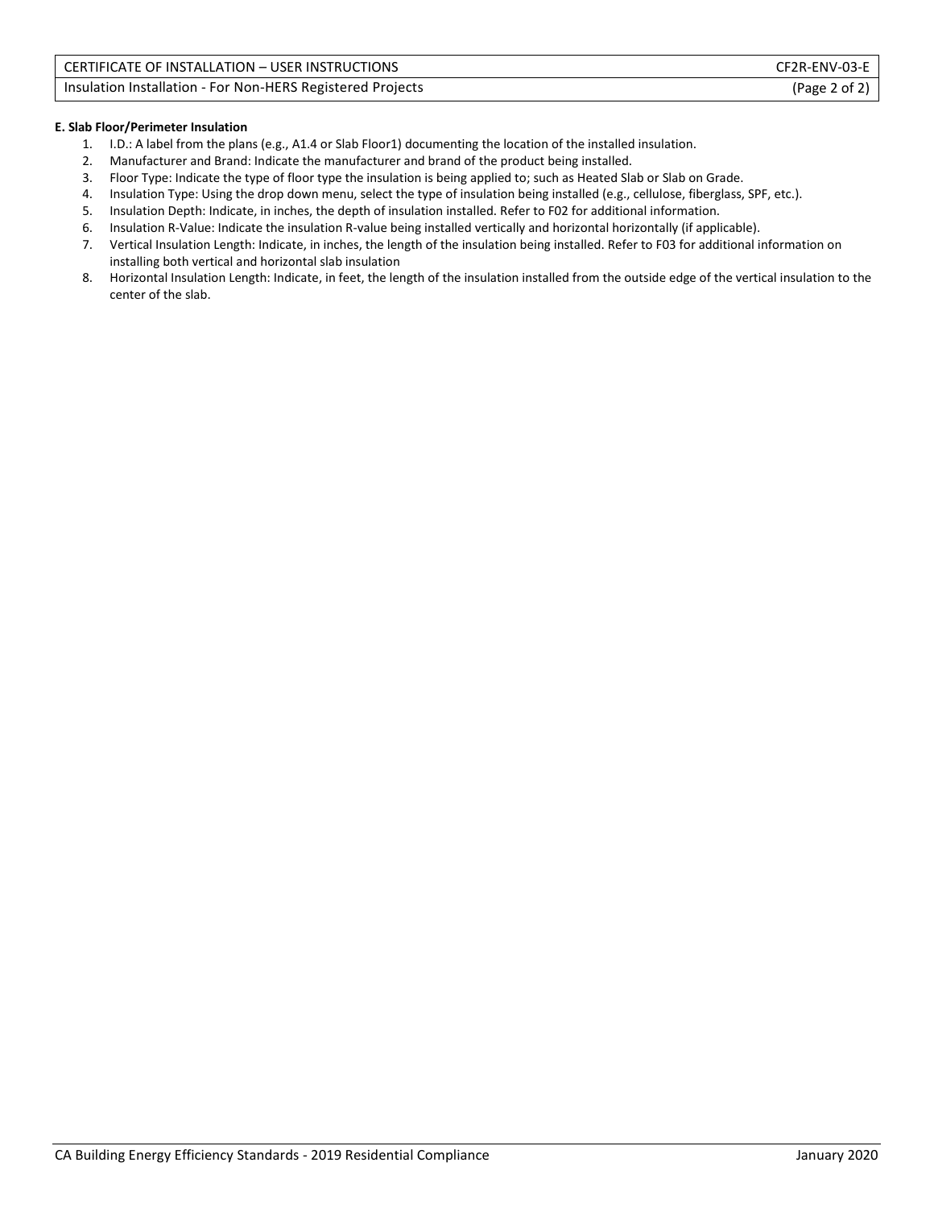**E. Slab Floor/Perimeter Insulation**

1. I.D.: A label from the plans (e.g., A1.4 or Slab Floor1) documenting the location of the installed insulation.
2. Manufacturer and Brand: Indicate the manufacturer and brand of the product being installed.
3. Floor Type: Indicate the type of floor type the insulation is being applied to; such as Heated Slab or Slab on Grade.
4. Insulation Type: Using the drop down menu, select the type of insulation being installed (e.g., cellulose, fiberglass, SPF, etc.).
5. Insulation Depth: Indicate, in inches, the depth of insulation installed. Refer to F02 for additional information.
6. Insulation R-Value: Indicate the insulation R-value being installed vertically and horizontal horizontally (if applicable).
7. Vertical Insulation Length: Indicate, in inches, the length of the insulation being installed. Refer to F03 for additional information on installing both vertical and horizontal slab insulation
8. Horizontal Insulation Length: Indicate, in feet, the length of the insulation installed from the outside edge of the vertical insulation to the center of the slab.